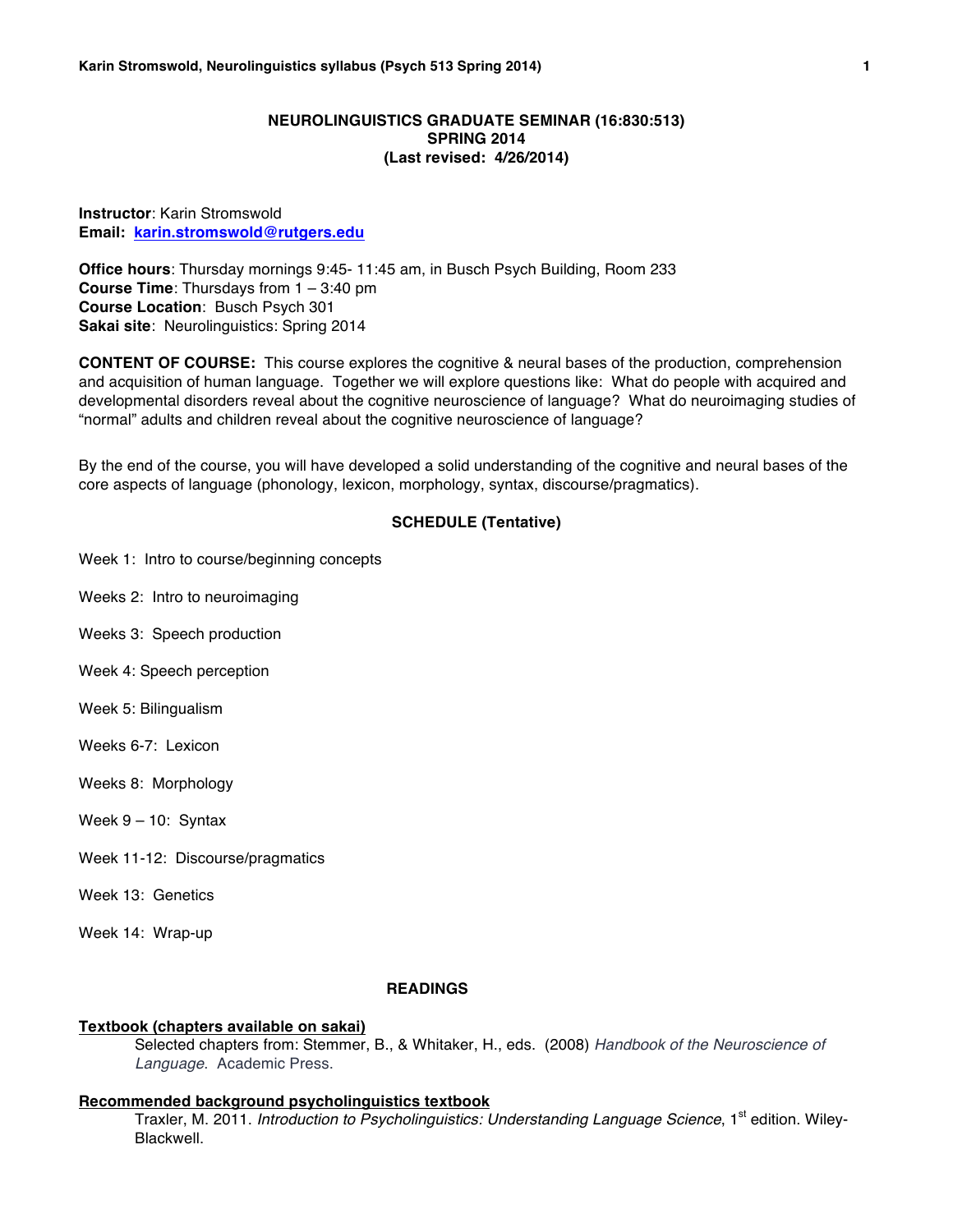**NEUROLINGUISTICS GRADUATE SEMINAR (16:830:513)**
**SPRING 2014**
**(Last revised: 4/26/2014)**

**Instructor**: Karin Stromswold
**Email:** karin.stromswold@rutgers.edu

**Office hours**: Thursday mornings 9:45- 11:45 am, in Busch Psych Building, Room 233
**Course Time**: Thursdays from 1 – 3:40 pm
**Course Location**: Busch Psych 301
**Sakai site**: Neurolinguistics: Spring 2014

**CONTENT OF COURSE:** This course explores the cognitive & neural bases of the production, comprehension and acquisition of human language. Together we will explore questions like: What do people with acquired and developmental disorders reveal about the cognitive neuroscience of language? What do neuroimaging studies of "normal" adults and children reveal about the cognitive neuroscience of language?

By the end of the course, you will have developed a solid understanding of the cognitive and neural bases of the core aspects of language (phonology, lexicon, morphology, syntax, discourse/pragmatics).

## SCHEDULE (Tentative)

Week 1: Intro to course/beginning concepts

Weeks 2: Intro to neuroimaging

Weeks 3: Speech production

Week 4: Speech perception

Week 5: Bilingualism

Weeks 6-7: Lexicon

Weeks 8: Morphology

Week 9 – 10: Syntax

Week 11-12: Discourse/pragmatics

Week 13: Genetics

Week 14: Wrap-up

## READINGS

**Textbook (chapters available on sakai)**

Selected chapters from: Stemmer, B., & Whitaker, H., eds. (2008) *Handbook of the Neuroscience of Language*. Academic Press.

**Recommended background psycholinguistics textbook**

Traxler, M. 2011. *Introduction to Psycholinguistics: Understanding Language Science*, 1st edition. Wiley-Blackwell.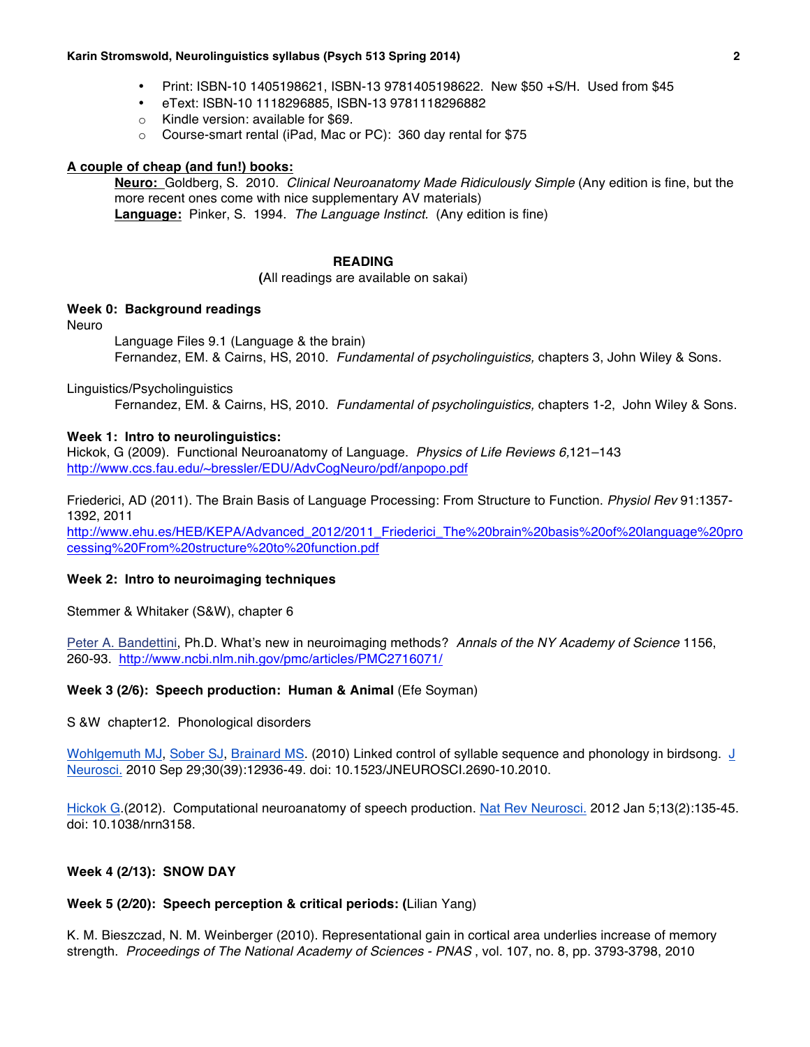- Print: ISBN-10 1405198621, ISBN-13 9781405198622. New $50 +S/H. Used from $45
- eText: ISBN-10 1118296885, ISBN-13 9781118296882
  - Kindle version: available for $69.
  - Course-smart rental (iPad, Mac or PC): 360 day rental for $75

**A couple of cheap (and fun!) books:**

**Neuro:** Goldberg, S. 2010. *Clinical Neuroanatomy Made Ridiculously Simple* (Any edition is fine, but the more recent ones come with nice supplementary AV materials)
**Language:** Pinker, S. 1994. *The Language Instinct.* (Any edition is fine)

## READING

(All readings are available on sakai)

### Week 0: Background readings

Neuro

Language Files 9.1 (Language & the brain)
Fernandez, EM. & Cairns, HS, 2010. *Fundamental of psycholinguistics,* chapters 3, John Wiley & Sons.

Linguistics/Psycholinguistics

Fernandez, EM. & Cairns, HS, 2010. *Fundamental of psycholinguistics,* chapters 1-2, John Wiley & Sons.

### Week 1: Intro to neurolinguistics:

Hickok, G (2009). Functional Neuroanatomy of Language. *Physics of Life Reviews 6,*121–143
http://www.ccs.fau.edu/~bressler/EDU/AdvCogNeuro/pdf/anpopo.pdf

Friederici, AD (2011). The Brain Basis of Language Processing: From Structure to Function. *Physiol Rev* 91:1357-1392, 2011
http://www.ehu.es/HEB/KEPA/Advanced_2012/2011_Friederici_The%20brain%20basis%20of%20language%20processing%20From%20structure%20to%20function.pdf

### Week 2: Intro to neuroimaging techniques

Stemmer & Whitaker (S&W), chapter 6

Peter A. Bandettini, Ph.D. What's new in neuroimaging methods? *Annals of the NY Academy of Science* 1156, 260-93. http://www.ncbi.nlm.nih.gov/pmc/articles/PMC2716071/

### Week 3 (2/6): Speech production: Human & Animal (Efe Soyman)

S &W chapter12. Phonological disorders

Wohlgemuth MJ, Sober SJ, Brainard MS. (2010) Linked control of syllable sequence and phonology in birdsong. J Neurosci. 2010 Sep 29;30(39):12936-49. doi: 10.1523/JNEUROSCI.2690-10.2010.

Hickok G.(2012). Computational neuroanatomy of speech production. Nat Rev Neurosci. 2012 Jan 5;13(2):135-45. doi: 10.1038/nrn3158.

### Week 4 (2/13): SNOW DAY

### Week 5 (2/20): Speech perception & critical periods: (Lilian Yang)

K. M. Bieszczad, N. M. Weinberger (2010). Representational gain in cortical area underlies increase of memory strength. *Proceedings of The National Academy of Sciences - PNAS* , vol. 107, no. 8, pp. 3793-3798, 2010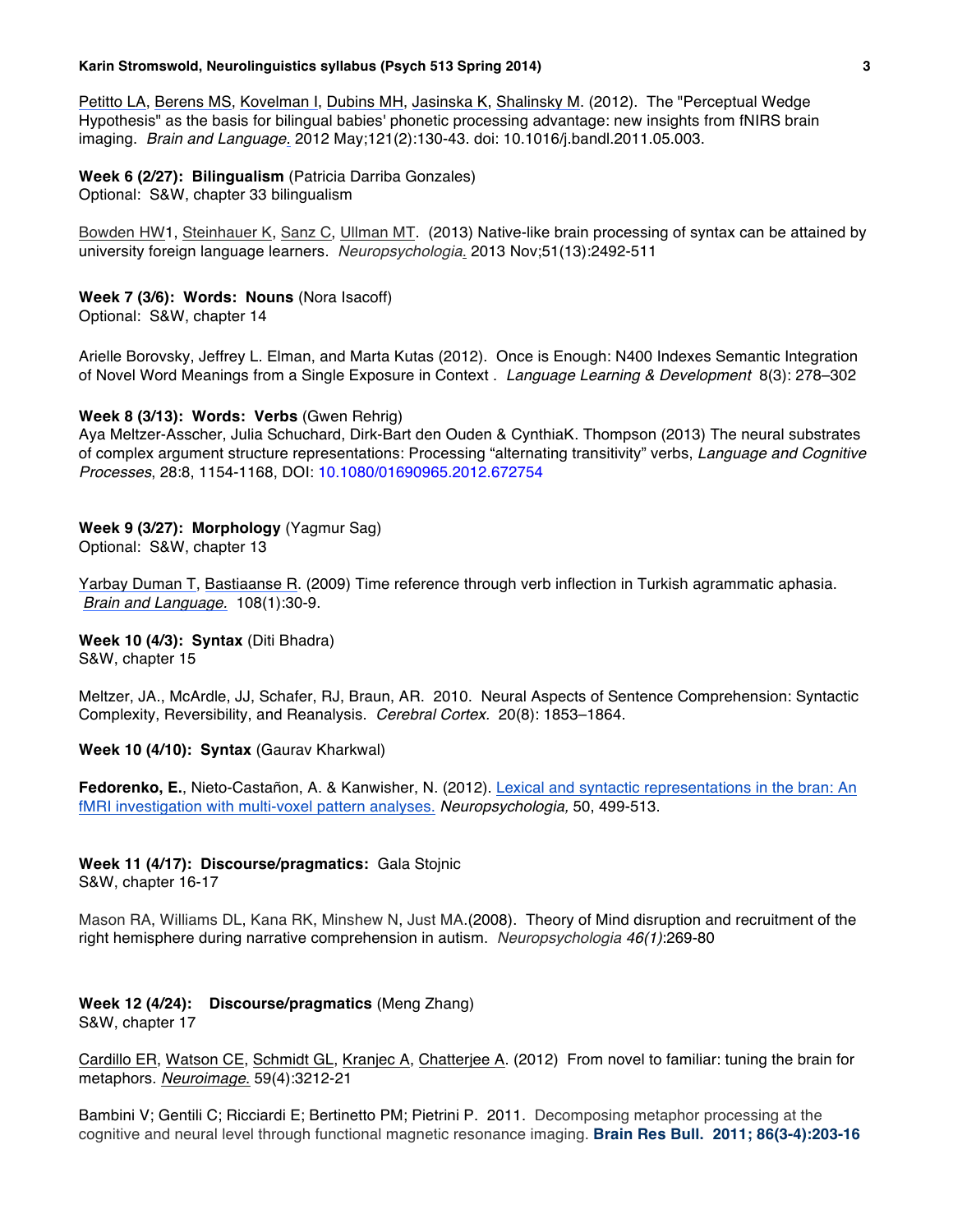Petitto LA, Berens MS, Kovelman I, Dubins MH, Jasinska K, Shalinsky M. (2012). The "Perceptual Wedge Hypothesis" as the basis for bilingual babies' phonetic processing advantage: new insights from fNIRS brain imaging. *Brain and Language.* 2012 May;121(2):130-43. doi: 10.1016/j.bandl.2011.05.003.

**Week 6 (2/27): Bilingualism** (Patricia Darriba Gonzales)
Optional: S&W, chapter 33 bilingualism

Bowden HW1, Steinhauer K, Sanz C, Ullman MT. (2013) Native-like brain processing of syntax can be attained by university foreign language learners. *Neuropsychologia.* 2013 Nov;51(13):2492-511

**Week 7 (3/6): Words: Nouns** (Nora Isacoff)
Optional: S&W, chapter 14

Arielle Borovsky, Jeffrey L. Elman, and Marta Kutas (2012). Once is Enough: N400 Indexes Semantic Integration of Novel Word Meanings from a Single Exposure in Context . *Language Learning & Development* 8(3): 278–302

**Week 8 (3/13): Words: Verbs** (Gwen Rehrig)
Aya Meltzer-Asscher, Julia Schuchard, Dirk-Bart den Ouden & CynthiaK. Thompson (2013) The neural substrates of complex argument structure representations: Processing "alternating transitivity" verbs, *Language and Cognitive Processes*, 28:8, 1154-1168, DOI: 10.1080/01690965.2012.672754

**Week 9 (3/27): Morphology** (Yagmur Sag)
Optional: S&W, chapter 13

Yarbay Duman T, Bastiaanse R. (2009) Time reference through verb inflection in Turkish agrammatic aphasia. *Brain and Language.* 108(1):30-9.

**Week 10 (4/3): Syntax** (Diti Bhadra)
S&W, chapter 15

Meltzer, JA., McArdle, JJ, Schafer, RJ, Braun, AR. 2010. Neural Aspects of Sentence Comprehension: Syntactic Complexity, Reversibility, and Reanalysis. *Cerebral Cortex.* 20(8): 1853–1864.

**Week 10 (4/10): Syntax** (Gaurav Kharkwal)

**Fedorenko, E.**, Nieto-Castañon, A. & Kanwisher, N. (2012). Lexical and syntactic representations in the bran: An fMRI investigation with multi-voxel pattern analyses. *Neuropsychologia,* 50, 499-513.

**Week 11 (4/17): Discourse/pragmatics:** Gala Stojnic
S&W, chapter 16-17

Mason RA, Williams DL, Kana RK, Minshew N, Just MA.(2008). Theory of Mind disruption and recruitment of the right hemisphere during narrative comprehension in autism. *Neuropsychologia 46(1)*:269-80

**Week 12 (4/24): Discourse/pragmatics** (Meng Zhang)
S&W, chapter 17

Cardillo ER, Watson CE, Schmidt GL, Kranjec A, Chatterjee A. (2012) From novel to familiar: tuning the brain for metaphors. *Neuroimage.* 59(4):3212-21

Bambini V; Gentili C; Ricciardi E; Bertinetto PM; Pietrini P. 2011. Decomposing metaphor processing at the cognitive and neural level through functional magnetic resonance imaging. **Brain Res Bull. 2011; 86(3-4):203-16**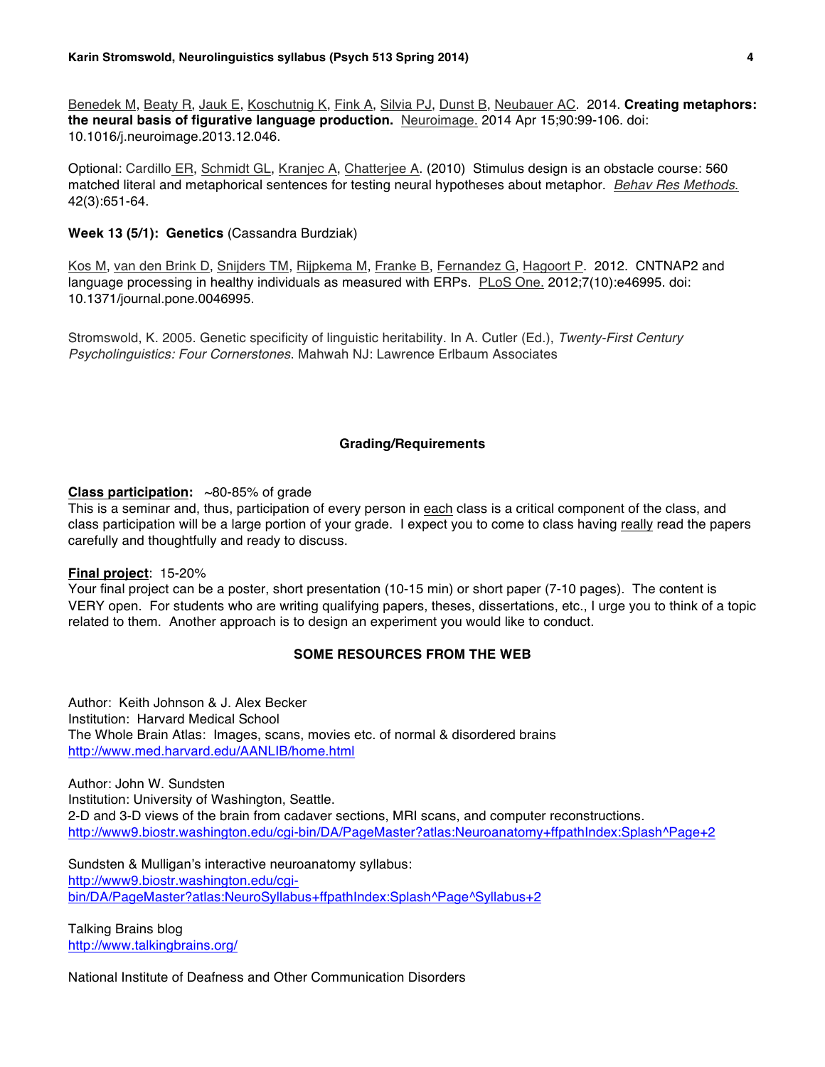Benedek M, Beaty R, Jauk E, Koschutnig K, Fink A, Silvia PJ, Dunst B, Neubauer AC. 2014. **Creating metaphors: the neural basis of figurative language production.** Neuroimage. 2014 Apr 15;90:99-106. doi: 10.1016/j.neuroimage.2013.12.046.

Optional: Cardillo ER, Schmidt GL, Kranjec A, Chatterjee A. (2010) Stimulus design is an obstacle course: 560 matched literal and metaphorical sentences for testing neural hypotheses about metaphor. *Behav Res Methods.* 42(3):651-64.

**Week 13 (5/1): Genetics** (Cassandra Burdziak)

Kos M, van den Brink D, Snijders TM, Rijpkema M, Franke B, Fernandez G, Hagoort P. 2012. CNTNAP2 and language processing in healthy individuals as measured with ERPs. PLoS One. 2012;7(10):e46995. doi: 10.1371/journal.pone.0046995.

Stromswold, K. 2005. Genetic specificity of linguistic heritability. In A. Cutler (Ed.), *Twenty-First Century Psycholinguistics: Four Cornerstones*. Mahwah NJ: Lawrence Erlbaum Associates

## Grading/Requirements

**Class participation:** ~80-85% of grade
This is a seminar and, thus, participation of every person in each class is a critical component of the class, and class participation will be a large portion of your grade. I expect you to come to class having really read the papers carefully and thoughtfully and ready to discuss.

**Final project**: 15-20%
Your final project can be a poster, short presentation (10-15 min) or short paper (7-10 pages). The content is VERY open. For students who are writing qualifying papers, theses, dissertations, etc., I urge you to think of a topic related to them. Another approach is to design an experiment you would like to conduct.

## SOME RESOURCES FROM THE WEB

Author: Keith Johnson & J. Alex Becker
Institution: Harvard Medical School
The Whole Brain Atlas: Images, scans, movies etc. of normal & disordered brains
http://www.med.harvard.edu/AANLIB/home.html

Author: John W. Sundsten
Institution: University of Washington, Seattle.
2-D and 3-D views of the brain from cadaver sections, MRI scans, and computer reconstructions.
http://www9.biostr.washington.edu/cgi-bin/DA/PageMaster?atlas:Neuroanatomy+ffpathIndex:Splash^Page+2

Sundsten & Mulligan's interactive neuroanatomy syllabus:
http://www9.biostr.washington.edu/cgi-bin/DA/PageMaster?atlas:NeuroSyllabus+ffpathIndex:Splash^Page^Syllabus+2

Talking Brains blog
http://www.talkingbrains.org/

National Institute of Deafness and Other Communication Disorders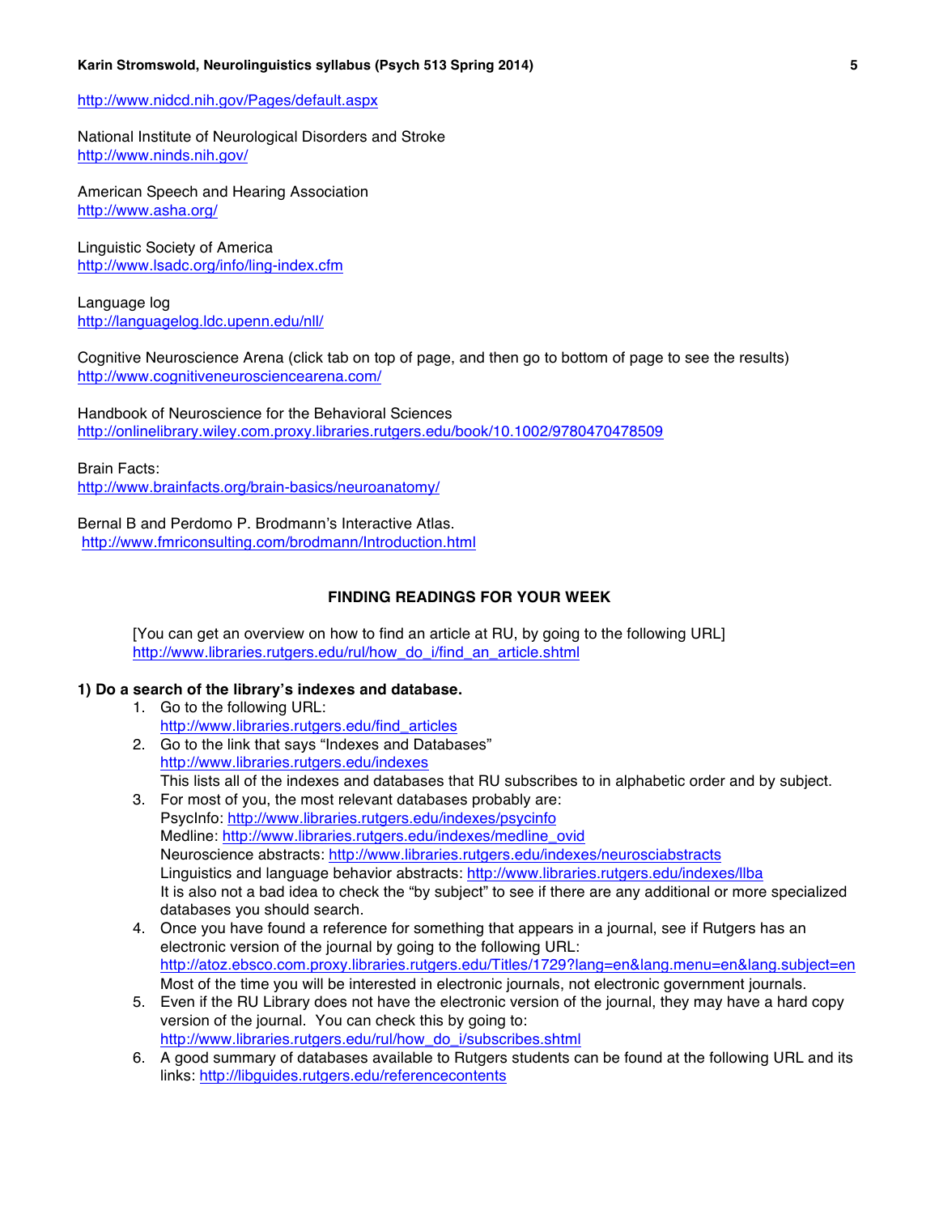http://www.nidcd.nih.gov/Pages/default.aspx

National Institute of Neurological Disorders and Stroke
http://www.ninds.nih.gov/

American Speech and Hearing Association
http://www.asha.org/

Linguistic Society of America
http://www.lsadc.org/info/ling-index.cfm

Language log
http://languagelog.ldc.upenn.edu/nll/

Cognitive Neuroscience Arena (click tab on top of page, and then go to bottom of page to see the results)
http://www.cognitiveneurosciencearena.com/

Handbook of Neuroscience for the Behavioral Sciences
http://onlinelibrary.wiley.com.proxy.libraries.rutgers.edu/book/10.1002/9780470478509

Brain Facts:
http://www.brainfacts.org/brain-basics/neuroanatomy/

Bernal B and Perdomo P. Brodmann's Interactive Atlas.
http://www.fmriconsulting.com/brodmann/Introduction.html

## FINDING READINGS FOR YOUR WEEK

[You can get an overview on how to find an article at RU, by going to the following URL]
http://www.libraries.rutgers.edu/rul/how_do_i/find_an_article.shtml

**1) Do a search of the library's indexes and database.**

1. Go to the following URL:
   http://www.libraries.rutgers.edu/find_articles
2. Go to the link that says "Indexes and Databases"
   http://www.libraries.rutgers.edu/indexes
   This lists all of the indexes and databases that RU subscribes to in alphabetic order and by subject.
3. For most of you, the most relevant databases probably are:
   PsycInfo: http://www.libraries.rutgers.edu/indexes/psycinfo
   Medline: http://www.libraries.rutgers.edu/indexes/medline_ovid
   Neuroscience abstracts: http://www.libraries.rutgers.edu/indexes/neurosciabstracts
   Linguistics and language behavior abstracts: http://www.libraries.rutgers.edu/indexes/llba
   It is also not a bad idea to check the "by subject" to see if there are any additional or more specialized databases you should search.
4. Once you have found a reference for something that appears in a journal, see if Rutgers has an electronic version of the journal by going to the following URL:
   http://atoz.ebsco.com.proxy.libraries.rutgers.edu/Titles/1729?lang=en&lang.menu=en&lang.subject=en
   Most of the time you will be interested in electronic journals, not electronic government journals.
5. Even if the RU Library does not have the electronic version of the journal, they may have a hard copy version of the journal. You can check this by going to:
   http://www.libraries.rutgers.edu/rul/how_do_i/subscribes.shtml
6. A good summary of databases available to Rutgers students can be found at the following URL and its links: http://libguides.rutgers.edu/referencecontents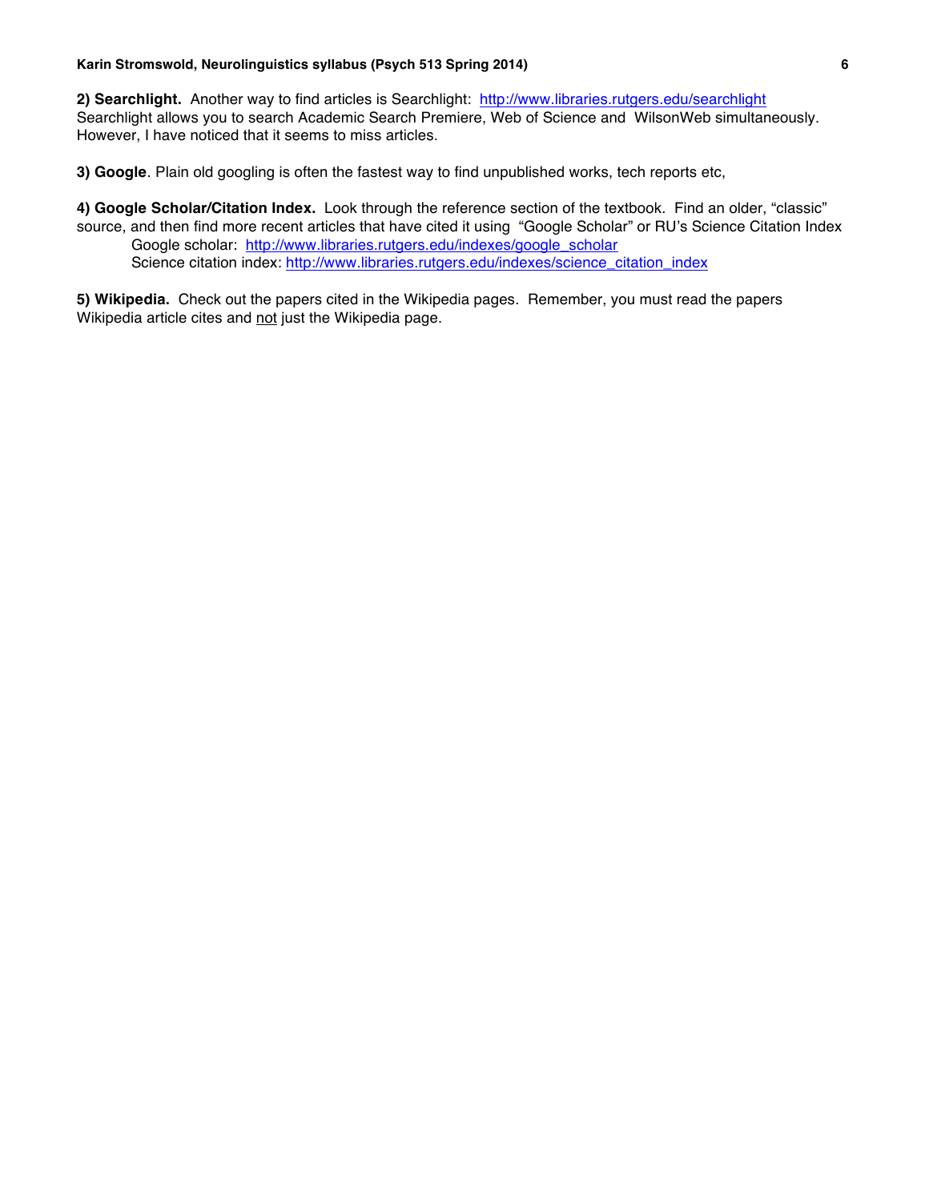**2) Searchlight.** Another way to find articles is Searchlight: http://www.libraries.rutgers.edu/searchlight
Searchlight allows you to search Academic Search Premiere, Web of Science and WilsonWeb simultaneously. However, I have noticed that it seems to miss articles.

**3) Google**. Plain old googling is often the fastest way to find unpublished works, tech reports etc,

**4) Google Scholar/Citation Index.** Look through the reference section of the textbook. Find an older, "classic" source, and then find more recent articles that have cited it using "Google Scholar" or RU's Science Citation Index

Google scholar: http://www.libraries.rutgers.edu/indexes/google_scholar
Science citation index: http://www.libraries.rutgers.edu/indexes/science_citation_index

**5) Wikipedia.** Check out the papers cited in the Wikipedia pages. Remember, you must read the papers Wikipedia article cites and <u>not</u> just the Wikipedia page.